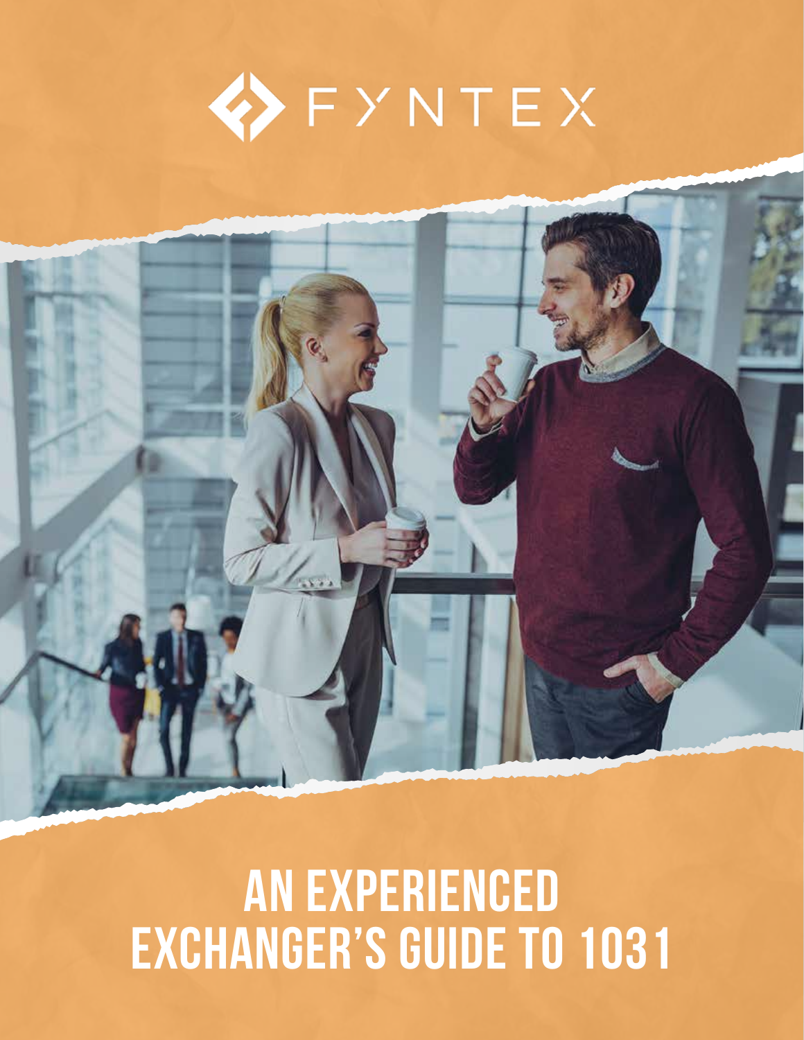FYNTEX

# AN EXPERIENCED EXCHANGER'S GUIDE TO 1031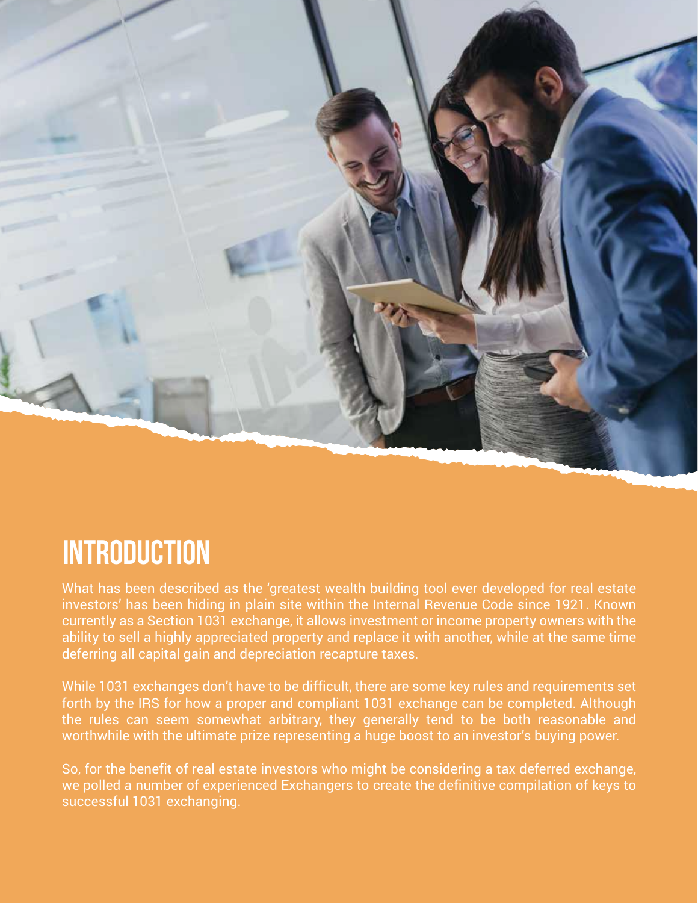# INTRODUCTION

What has been described as the 'greatest wealth building tool ever developed for real estate investors' has been hiding in plain site within the Internal Revenue Code since 1921. Known currently as a Section 1031 exchange, it allows investment or income property owners with the ability to sell a highly appreciated property and replace it with another, while at the same time deferring all capital gain and depreciation recapture taxes.

While 1031 exchanges don't have to be difficult, there are some key rules and requirements set forth by the IRS for how a proper and compliant 1031 exchange can be completed. Although the rules can seem somewhat arbitrary, they generally tend to be both reasonable and worthwhile with the ultimate prize representing a huge boost to an investor's buying power.

So, for the benefit of real estate investors who might be considering a tax deferred exchange, we polled a number of experienced Exchangers to create the definitive compilation of keys to successful 1031 exchanging.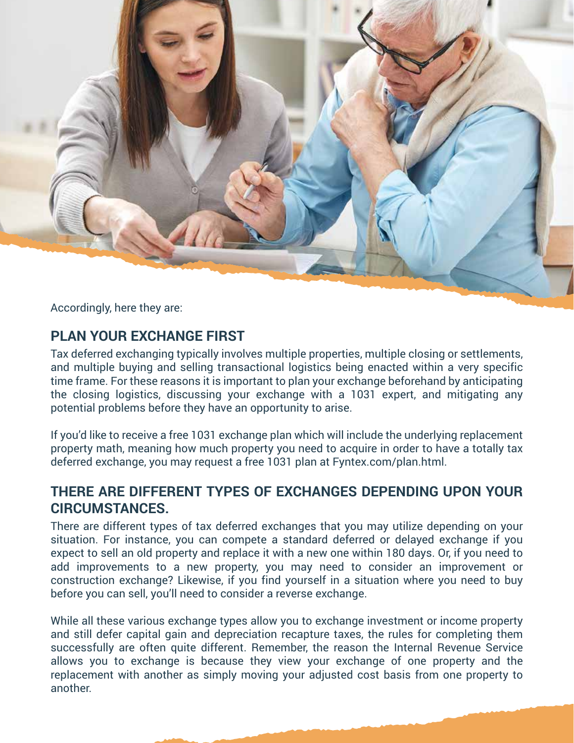Accordingly, here they are:

## PLAN YOUR EXCHANGE FIRST

Tax deferred exchanging typically involves multiple properties, multiple closing or settlements, and multiple buying and selling transactional logistics being enacted within a very specific time frame. For these reasons it is important to plan your exchange beforehand by anticipating the closing logistics, discussing your exchange with a 1031 expert, and mitigating any potential problems before they have an opportunity to arise.

If you'd like to receive a free 1031 exchange plan which will include the underlying replacement property math, meaning how much property you need to acquire in order to have a totally tax deferred exchange, you may request a free 1031 plan at Fyntex.com/plan.html.

## THERE ARE DIFFERENT TYPES OF EXCHANGES DEPENDING UPON YOUR CIRCUMSTANCES.

There are different types of tax deferred exchanges that you may utilize depending on your situation. For instance, you can compete a standard deferred or delayed exchange if you expect to sell an old property and replace it with a new one within 180 days. Or, if you need to add improvements to a new property, you may need to consider an improvement or construction exchange? Likewise, if you find yourself in a situation where you need to buy before you can sell, you'll need to consider a reverse exchange.

While all these various exchange types allow you to exchange investment or income property and still defer capital gain and depreciation recapture taxes, the rules for completing them successfully are often quite different. Remember, the reason the Internal Revenue Service allows you to exchange is because they view your exchange of one property and the replacement with another as simply moving your adjusted cost basis from one property to another.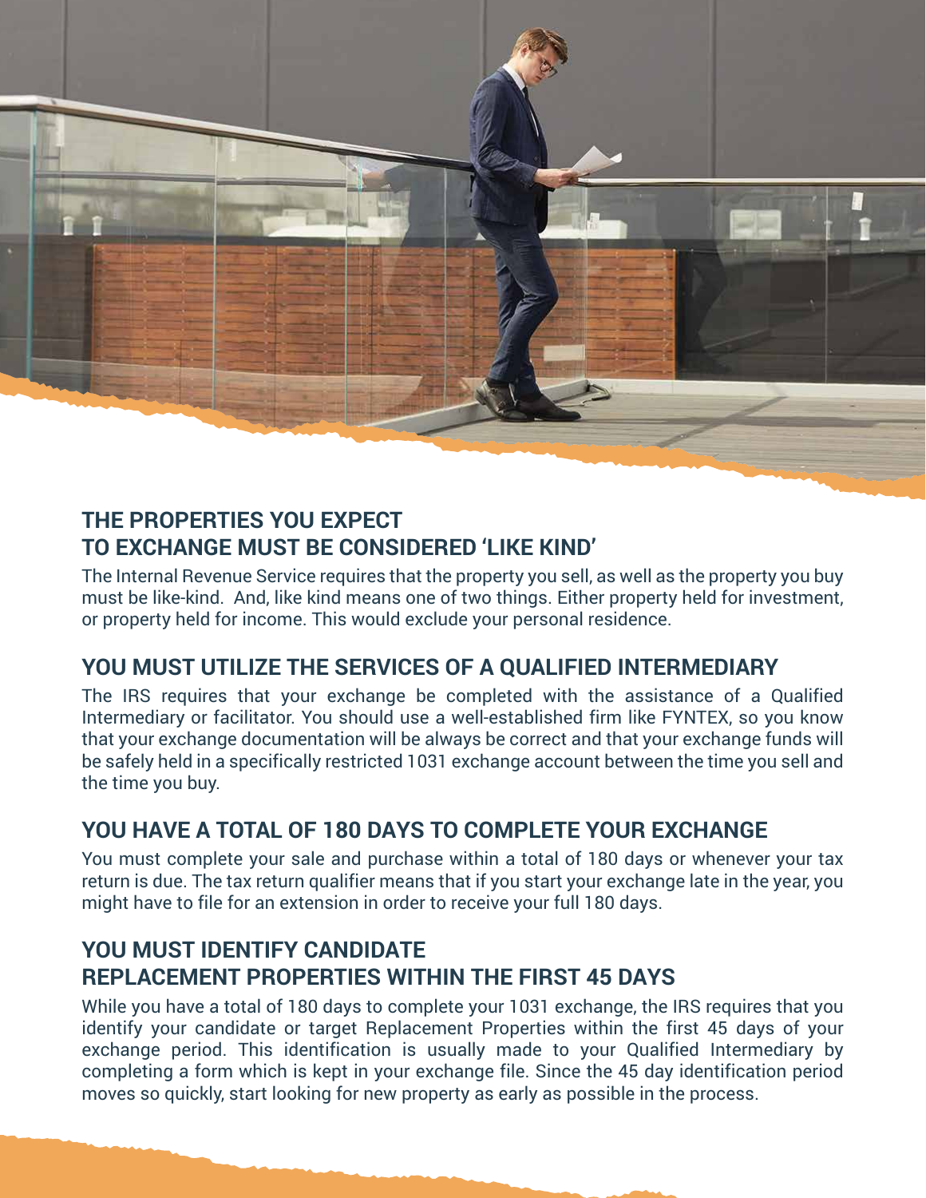## THE PROPERTIES YOU EXPECT TO EXCHANGE MUST BE CONSIDERED 'LIKE KIND'

The Internal Revenue Service requires that the property you sell, as well as the property you buy must be like-kind. And, like kind means one of two things. Either property held for investment, or property held for income. This would exclude your personal residence.

## YOU MUST UTILIZE THE SERVICES OF A QUALIFIED INTERMEDIARY

The IRS requires that your exchange be completed with the assistance of a Qualified Intermediary or facilitator. You should use a well-established firm like FYNTEX, so you know that your exchange documentation will be always be correct and that your exchange funds will be safely held in a specifically restricted 1031 exchange account between the time you sell and the time you buy.

## YOU HAVE A TOTAL OF 180 DAYS TO COMPLETE YOUR EXCHANGE

You must complete your sale and purchase within a total of 180 days or whenever your tax return is due. The tax return qualifier means that if you start your exchange late in the year, you might have to file for an extension in order to receive your full 180 days.

## YOU MUST IDENTIFY CANDIDATE REPLACEMENT PROPERTIES WITHIN THE FIRST 45 DAYS

While you have a total of 180 days to complete your 1031 exchange, the IRS requires that you identify your candidate or target Replacement Properties within the first 45 days of your exchange period. This identification is usually made to your Qualified Intermediary by completing a form which is kept in your exchange file. Since the 45 day identification period moves so quickly, start looking for new property as early as possible in the process.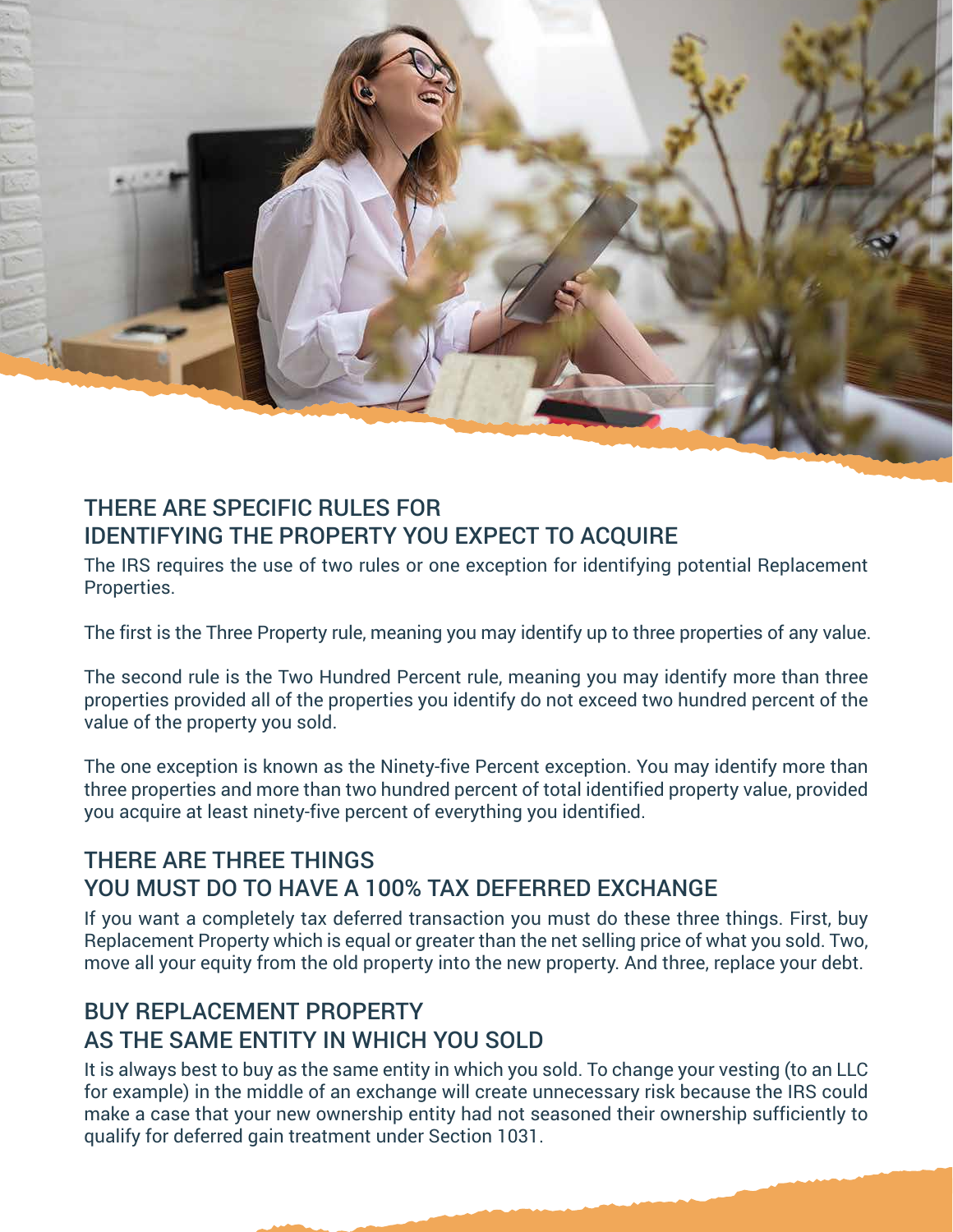## THERE ARE SPECIFIC RULES FOR IDENTIFYING THE PROPERTY YOU EXPECT TO ACQUIRE

The IRS requires the use of two rules or one exception for identifying potential Replacement Properties.

The first is the Three Property rule, meaning you may identify up to three properties of any value.

The second rule is the Two Hundred Percent rule, meaning you may identify more than three properties provided all of the properties you identify do not exceed two hundred percent of the value of the property you sold.

The one exception is known as the Ninety-five Percent exception. You may identify more than three properties and more than two hundred percent of total identified property value, provided you acquire at least ninety-five percent of everything you identified.

## THERE ARE THREE THINGS YOU MUST DO TO HAVE A 100% TAX DEFERRED EXCHANGE

If you want a completely tax deferred transaction you must do these three things. First, buy Replacement Property which is equal or greater than the net selling price of what you sold. Two, move all your equity from the old property into the new property. And three, replace your debt.

## BUY REPLACEMENT PROPERTY AS THE SAME ENTITY IN WHICH YOU SOLD

It is always best to buy as the same entity in which you sold. To change your vesting (to an LLC for example) in the middle of an exchange will create unnecessary risk because the IRS could make a case that your new ownership entity had not seasoned their ownership sufficiently to qualify for deferred gain treatment under Section 1031.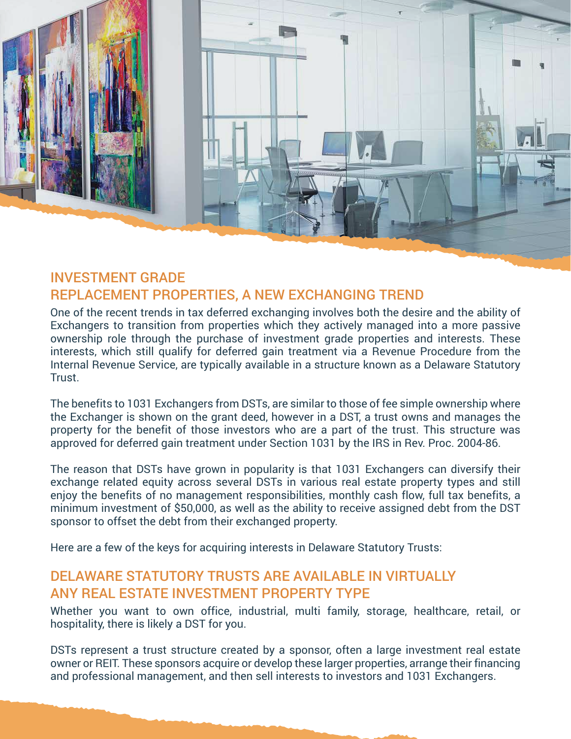## INVESTMENT GRADE REPLACEMENT PROPERTIES, A NEW EXCHANGING TREND

One of the recent trends in tax deferred exchanging involves both the desire and the ability of Exchangers to transition from properties which they actively managed into a more passive ownership role through the purchase of investment grade properties and interests. These interests, which still qualify for deferred gain treatment via a Revenue Procedure from the Internal Revenue Service, are typically available in a structure known as a Delaware Statutory Trust.

The benefits to 1031 Exchangers from DSTs, are similar to those of fee simple ownership where the Exchanger is shown on the grant deed, however in a DST, a trust owns and manages the property for the benefit of those investors who are a part of the trust. This structure was approved for deferred gain treatment under Section 1031 by the IRS in Rev. Proc. 2004-86.

The reason that DSTs have grown in popularity is that 1031 Exchangers can diversify their exchange related equity across several DSTs in various real estate property types and still enjoy the benefits of no management responsibilities, monthly cash flow, full tax benefits, a minimum investment of $50,000, as well as the ability to receive assigned debt from the DST sponsor to offset the debt from their exchanged property.

Here are a few of the keys for acquiring interests in Delaware Statutory Trusts:

## DELAWARE STATUTORY TRUSTS ARE AVAILABLE IN VIRTUALLY ANY REAL ESTATE INVESTMENT PROPERTY TYPE

Whether you want to own office, industrial, multi family, storage, healthcare, retail, or hospitality, there is likely a DST for you.

DSTs represent a trust structure created by a sponsor, often a large investment real estate owner or REIT. These sponsors acquire or develop these larger properties, arrange their financing and professional management, and then sell interests to investors and 1031 Exchangers.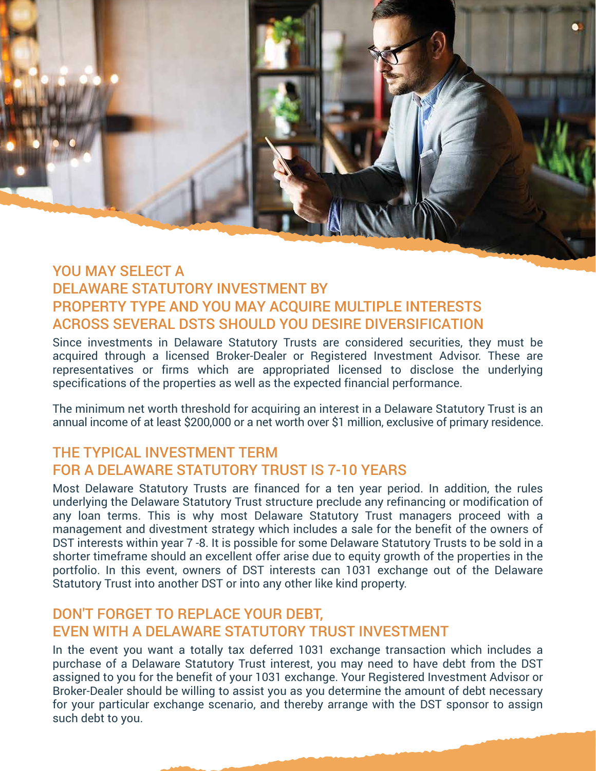## YOU MAY SELECT A DELAWARE STATUTORY INVESTMENT BY PROPERTY TYPE AND YOU MAY ACQUIRE MULTIPLE INTERESTS ACROSS SEVERAL DSTS SHOULD YOU DESIRE DIVERSIFICATION

Since investments in Delaware Statutory Trusts are considered securities, they must be acquired through a licensed Broker-Dealer or Registered Investment Advisor. These are representatives or firms which are appropriated licensed to disclose the underlying specifications of the properties as well as the expected financial performance.

The minimum net worth threshold for acquiring an interest in a Delaware Statutory Trust is an annual income of at least $200,000 or a net worth over $1 million, exclusive of primary residence.

## THE TYPICAL INVESTMENT TERM FOR A DELAWARE STATUTORY TRUST IS 7-10 YEARS

Most Delaware Statutory Trusts are financed for a ten year period. In addition, the rules underlying the Delaware Statutory Trust structure preclude any refinancing or modification of any loan terms. This is why most Delaware Statutory Trust managers proceed with a management and divestment strategy which includes a sale for the benefit of the owners of DST interests within year 7 -8. It is possible for some Delaware Statutory Trusts to be sold in a shorter timeframe should an excellent offer arise due to equity growth of the properties in the portfolio. In this event, owners of DST interests can 1031 exchange out of the Delaware Statutory Trust into another DST or into any other like kind property.

## DON'T FORGET TO REPLACE YOUR DEBT, EVEN WITH A DELAWARE STATUTORY TRUST INVESTMENT

In the event you want a totally tax deferred 1031 exchange transaction which includes a purchase of a Delaware Statutory Trust interest, you may need to have debt from the DST assigned to you for the benefit of your 1031 exchange. Your Registered Investment Advisor or Broker-Dealer should be willing to assist you as you determine the amount of debt necessary for your particular exchange scenario, and thereby arrange with the DST sponsor to assign such debt to you.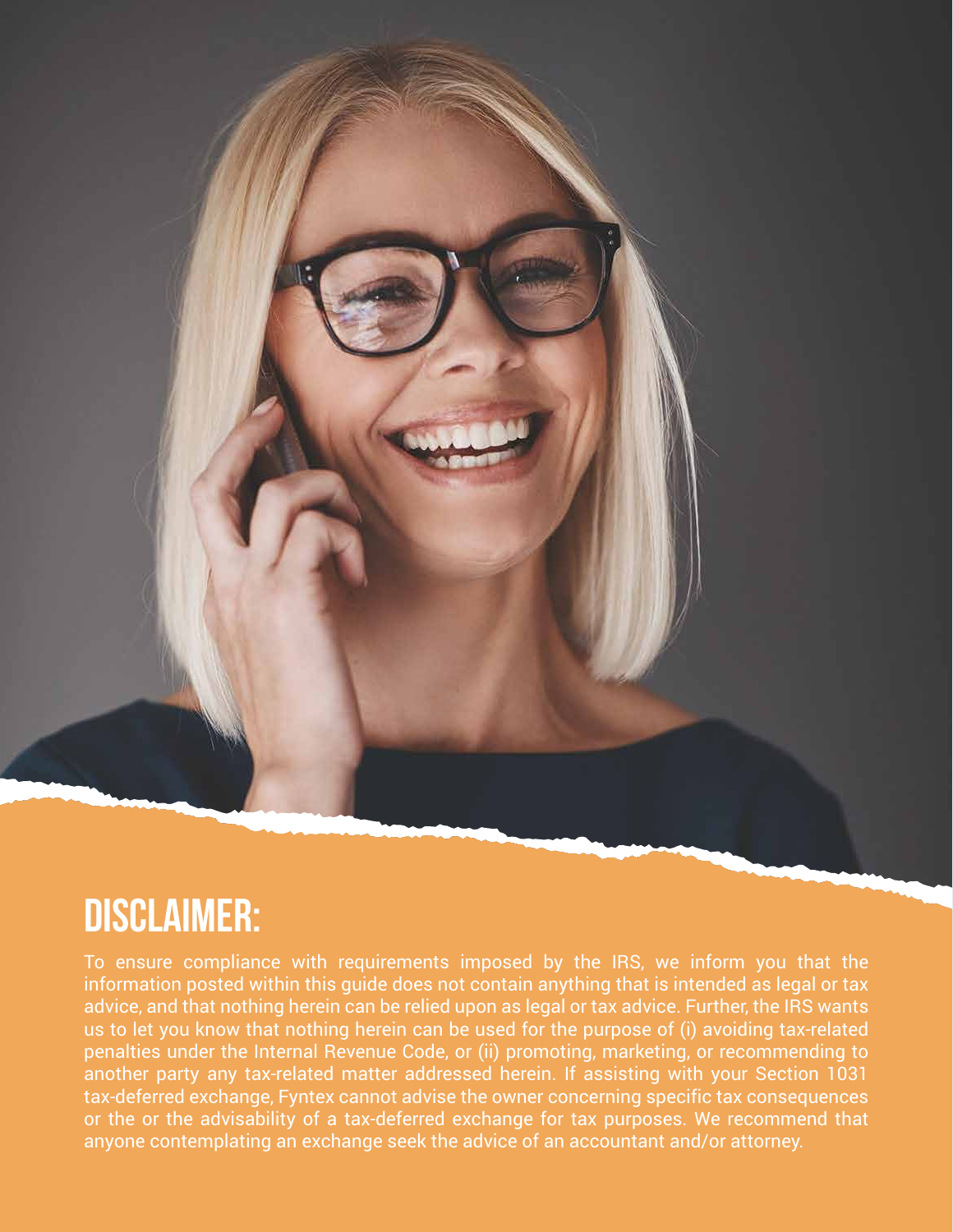# DISCLAIMER:

To ensure compliance with requirements imposed by the IRS, we inform you that the information posted within this guide does not contain anything that is intended as legal or tax advice, and that nothing herein can be relied upon as legal or tax advice. Further, the IRS wants us to let you know that nothing herein can be used for the purpose of (i) avoiding tax-related penalties under the Internal Revenue Code, or (ii) promoting, marketing, or recommending to another party any tax-related matter addressed herein. If assisting with your Section 1031 tax-deferred exchange, Fyntex cannot advise the owner concerning specific tax consequences or the or the advisability of a tax-deferred exchange for tax purposes. We recommend that anyone contemplating an exchange seek the advice of an accountant and/or attorney.